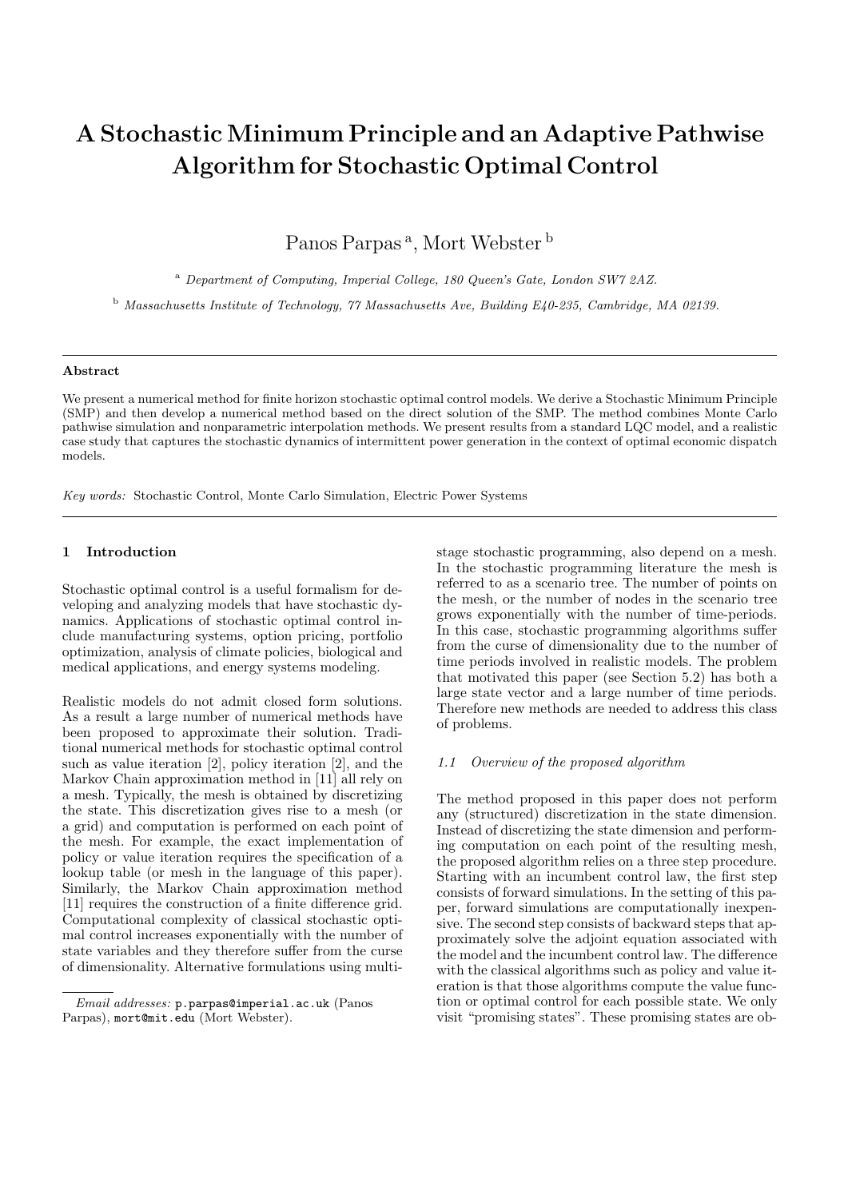# A Stochastic Minimum Principle and an Adaptive Pathwise Algorithm for Stochastic Optimal Control

Panos Parpas [a], Mort Webster [b]

[a] *Department of Computing, Imperial College, 180 Queen's Gate, London SW7 2AZ.*

[b] *Massachusetts Institute of Technology, 77 Massachusetts Ave, Building E40-235, Cambridge, MA 02139.*

---

**Abstract**

We present a numerical method for finite horizon stochastic optimal control models. We derive a Stochastic Minimum Principle (SMP) and then develop a numerical method based on the direct solution of the SMP. The method combines Monte Carlo pathwise simulation and nonparametric interpolation methods. We present results from a standard LQC model, and a realistic case study that captures the stochastic dynamics of intermittent power generation in the context of optimal economic dispatch models.

*Key words:* Stochastic Control, Monte Carlo Simulation, Electric Power Systems

---

## 1 Introduction

Stochastic optimal control is a useful formalism for developing and analyzing models that have stochastic dynamics. Applications of stochastic optimal control include manufacturing systems, option pricing, portfolio optimization, analysis of climate policies, biological and medical applications, and energy systems modeling.

Realistic models do not admit closed form solutions. As a result a large number of numerical methods have been proposed to approximate their solution. Traditional numerical methods for stochastic optimal control such as value iteration [2], policy iteration [2], and the Markov Chain approximation method in [11] all rely on a mesh. Typically, the mesh is obtained by discretizing the state. This discretization gives rise to a mesh (or a grid) and computation is performed on each point of the mesh. For example, the exact implementation of policy or value iteration requires the specification of a lookup table (or mesh in the language of this paper). Similarly, the Markov Chain approximation method [11] requires the construction of a finite difference grid. Computational complexity of classical stochastic optimal control increases exponentially with the number of state variables and they therefore suffer from the curse of dimensionality. Alternative formulations using multi-stage stochastic programming, also depend on a mesh. In the stochastic programming literature the mesh is referred to as a scenario tree. The number of points on the mesh, or the number of nodes in the scenario tree grows exponentially with the number of time-periods. In this case, stochastic programming algorithms suffer from the curse of dimensionality due to the number of time periods involved in realistic models. The problem that motivated this paper (see Section 5.2) has both a large state vector and a large number of time periods. Therefore new methods are needed to address this class of problems.

### 1.1 Overview of the proposed algorithm

The method proposed in this paper does not perform any (structured) discretization in the state dimension. Instead of discretizing the state dimension and performing computation on each point of the resulting mesh, the proposed algorithm relies on a three step procedure. Starting with an incumbent control law, the first step consists of forward simulations. In the setting of this paper, forward simulations are computationally inexpensive. The second step consists of backward steps that approximately solve the adjoint equation associated with the model and the incumbent control law. The difference with the classical algorithms such as policy and value iteration is that those algorithms compute the value function or optimal control for each possible state. We only visit "promising states". These promising states are ob-

---

*Email addresses:* p.parpas@imperial.ac.uk (Panos Parpas), mort@mit.edu (Mort Webster).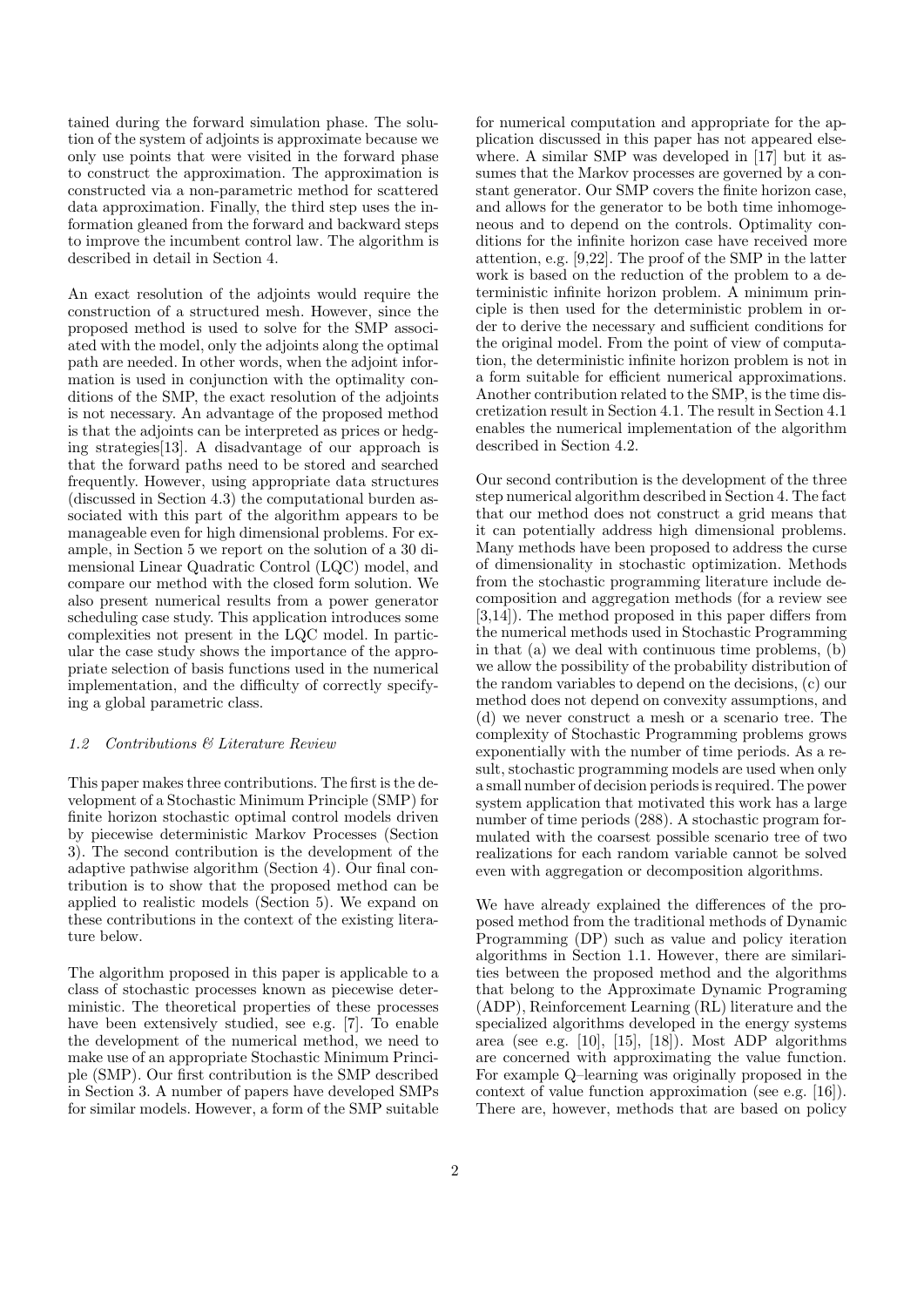tained during the forward simulation phase. The solution of the system of adjoints is approximate because we only use points that were visited in the forward phase to construct the approximation. The approximation is constructed via a non-parametric method for scattered data approximation. Finally, the third step uses the information gleaned from the forward and backward steps to improve the incumbent control law. The algorithm is described in detail in Section 4.

An exact resolution of the adjoints would require the construction of a structured mesh. However, since the proposed method is used to solve for the SMP associated with the model, only the adjoints along the optimal path are needed. In other words, when the adjoint information is used in conjunction with the optimality conditions of the SMP, the exact resolution of the adjoints is not necessary. An advantage of the proposed method is that the adjoints can be interpreted as prices or hedging strategies[13]. A disadvantage of our approach is that the forward paths need to be stored and searched frequently. However, using appropriate data structures (discussed in Section 4.3) the computational burden associated with this part of the algorithm appears to be manageable even for high dimensional problems. For example, in Section 5 we report on the solution of a 30 dimensional Linear Quadratic Control (LQC) model, and compare our method with the closed form solution. We also present numerical results from a power generator scheduling case study. This application introduces some complexities not present in the LQC model. In particular the case study shows the importance of the appropriate selection of basis functions used in the numerical implementation, and the difficulty of correctly specifying a global parametric class.

### 1.2 Contributions & Literature Review

This paper makes three contributions. The first is the development of a Stochastic Minimum Principle (SMP) for finite horizon stochastic optimal control models driven by piecewise deterministic Markov Processes (Section 3). The second contribution is the development of the adaptive pathwise algorithm (Section 4). Our final contribution is to show that the proposed method can be applied to realistic models (Section 5). We expand on these contributions in the context of the existing literature below.

The algorithm proposed in this paper is applicable to a class of stochastic processes known as piecewise deterministic. The theoretical properties of these processes have been extensively studied, see e.g. [7]. To enable the development of the numerical method, we need to make use of an appropriate Stochastic Minimum Principle (SMP). Our first contribution is the SMP described in Section 3. A number of papers have developed SMPs for similar models. However, a form of the SMP suitable for numerical computation and appropriate for the application discussed in this paper has not appeared elsewhere. A similar SMP was developed in [17] but it assumes that the Markov processes are governed by a constant generator. Our SMP covers the finite horizon case, and allows for the generator to be both time inhomogeneous and to depend on the controls. Optimality conditions for the infinite horizon case have received more attention, e.g. [9,22]. The proof of the SMP in the latter work is based on the reduction of the problem to a deterministic infinite horizon problem. A minimum principle is then used for the deterministic problem in order to derive the necessary and sufficient conditions for the original model. From the point of view of computation, the deterministic infinite horizon problem is not in a form suitable for efficient numerical approximations. Another contribution related to the SMP, is the time discretization result in Section 4.1. The result in Section 4.1 enables the numerical implementation of the algorithm described in Section 4.2.

Our second contribution is the development of the three step numerical algorithm described in Section 4. The fact that our method does not construct a grid means that it can potentially address high dimensional problems. Many methods have been proposed to address the curse of dimensionality in stochastic optimization. Methods from the stochastic programming literature include decomposition and aggregation methods (for a review see [3,14]). The method proposed in this paper differs from the numerical methods used in Stochastic Programming in that (a) we deal with continuous time problems, (b) we allow the possibility of the probability distribution of the random variables to depend on the decisions, (c) our method does not depend on convexity assumptions, and (d) we never construct a mesh or a scenario tree. The complexity of Stochastic Programming problems grows exponentially with the number of time periods. As a result, stochastic programming models are used when only a small number of decision periods is required. The power system application that motivated this work has a large number of time periods (288). A stochastic program formulated with the coarsest possible scenario tree of two realizations for each random variable cannot be solved even with aggregation or decomposition algorithms.

We have already explained the differences of the proposed method from the traditional methods of Dynamic Programming (DP) such as value and policy iteration algorithms in Section 1.1. However, there are similarities between the proposed method and the algorithms that belong to the Approximate Dynamic Programing (ADP), Reinforcement Learning (RL) literature and the specialized algorithms developed in the energy systems area (see e.g. [10], [15], [18]). Most ADP algorithms are concerned with approximating the value function. For example Q–learning was originally proposed in the context of value function approximation (see e.g. [16]). There are, however, methods that are based on policy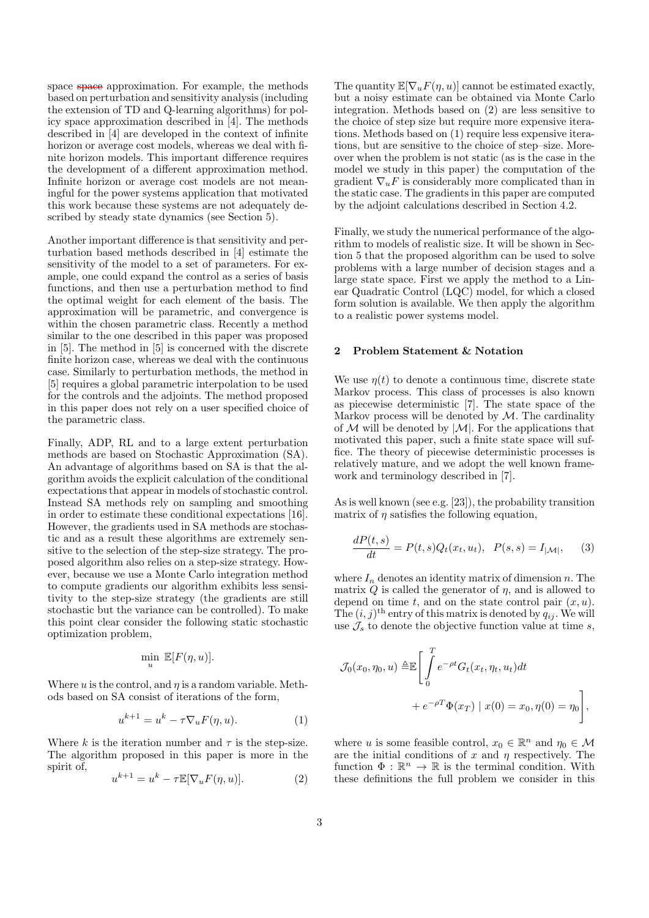space ~~space~~ approximation. For example, the methods based on perturbation and sensitivity analysis (including the extension of TD and Q-learning algorithms) for policy space approximation described in [4]. The methods described in [4] are developed in the context of infinite horizon or average cost models, whereas we deal with finite horizon models. This important difference requires the development of a different approximation method. Infinite horizon or average cost models are not meaningful for the power systems application that motivated this work because these systems are not adequately described by steady state dynamics (see Section 5).

Another important difference is that sensitivity and perturbation based methods described in [4] estimate the sensitivity of the model to a set of parameters. For example, one could expand the control as a series of basis functions, and then use a perturbation method to find the optimal weight for each element of the basis. The approximation will be parametric, and convergence is within the chosen parametric class. Recently a method similar to the one described in this paper was proposed in [5]. The method in [5] is concerned with the discrete finite horizon case, whereas we deal with the continuous case. Similarly to perturbation methods, the method in [5] requires a global parametric interpolation to be used for the controls and the adjoints. The method proposed in this paper does not rely on a user specified choice of the parametric class.

Finally, ADP, RL and to a large extent perturbation methods are based on Stochastic Approximation (SA). An advantage of algorithms based on SA is that the algorithm avoids the explicit calculation of the conditional expectations that appear in models of stochastic control. Instead SA methods rely on sampling and smoothing in order to estimate these conditional expectations [16]. However, the gradients used in SA methods are stochastic and as a result these algorithms are extremely sensitive to the selection of the step-size strategy. The proposed algorithm also relies on a step-size strategy. However, because we use a Monte Carlo integration method to compute gradients our algorithm exhibits less sensitivity to the step-size strategy (the gradients are still stochastic but the variance can be controlled). To make this point clear consider the following static stochastic optimization problem,

$$\min_{u} \ \mathbb{E}[F(\eta, u)].$$

Where $u$ is the control, and $\eta$ is a random variable. Methods based on SA consist of iterations of the form,

$$u^{k+1} = u^k - \tau \nabla_u F(\eta, u). \tag{1}$$

Where $k$ is the iteration number and $\tau$ is the step-size. The algorithm proposed in this paper is more in the spirit of,

$$u^{k+1} = u^k - \tau \mathbb{E}[\nabla_u F(\eta, u)]. \tag{2}$$

The quantity $\mathbb{E}[\nabla_u F(\eta, u)]$ cannot be estimated exactly, but a noisy estimate can be obtained via Monte Carlo integration. Methods based on (2) are less sensitive to the choice of step size but require more expensive iterations. Methods based on (1) require less expensive iterations, but are sensitive to the choice of step–size. Moreover when the problem is not static (as is the case in the model we study in this paper) the computation of the gradient $\nabla_u F$ is considerably more complicated than in the static case. The gradients in this paper are computed by the adjoint calculations described in Section 4.2.

Finally, we study the numerical performance of the algorithm to models of realistic size. It will be shown in Section 5 that the proposed algorithm can be used to solve problems with a large number of decision stages and a large state space. First we apply the method to a Linear Quadratic Control (LQC) model, for which a closed form solution is available. We then apply the algorithm to a realistic power systems model.

## 2 Problem Statement & Notation

We use $\eta(t)$ to denote a continuous time, discrete state Markov process. This class of processes is also known as piecewise deterministic [7]. The state space of the Markov process will be denoted by $\mathcal{M}$. The cardinality of $\mathcal{M}$ will be denoted by $|\mathcal{M}|$. For the applications that motivated this paper, such a finite state space will suffice. The theory of piecewise deterministic processes is relatively mature, and we adopt the well known framework and terminology described in [7].

As is well known (see e.g. [23]), the probability transition matrix of $\eta$ satisfies the following equation,

$$\frac{dP(t,s)}{dt} = P(t,s)Q_t(x_t, u_t), \quad P(s,s) = I_{|\mathcal{M}|}, \tag{3}$$

where $I_n$ denotes an identity matrix of dimension $n$. The matrix $Q$ is called the generator of $\eta$, and is allowed to depend on time $t$, and on the state control pair $(x,u)$. The $(i,j)^{\text{th}}$ entry of this matrix is denoted by $q_{ij}$. We will use $\mathcal{J}_s$ to denote the objective function value at time $s$,

$$\mathcal{J}_0(x_0, \eta_0, u) \triangleq \mathbb{E}\Bigg[\int_0^T e^{-\rho t} G_t(x_t, \eta_t, u_t) dt + e^{-\rho T}\Phi(x_T) \mid x(0) = x_0, \eta(0) = \eta_0\Bigg],$$

where $u$ is some feasible control, $x_0 \in \mathbb{R}^n$ and $\eta_0 \in \mathcal{M}$ are the initial conditions of $x$ and $\eta$ respectively. The function $\Phi : \mathbb{R}^n \to \mathbb{R}$ is the terminal condition. With these definitions the full problem we consider in this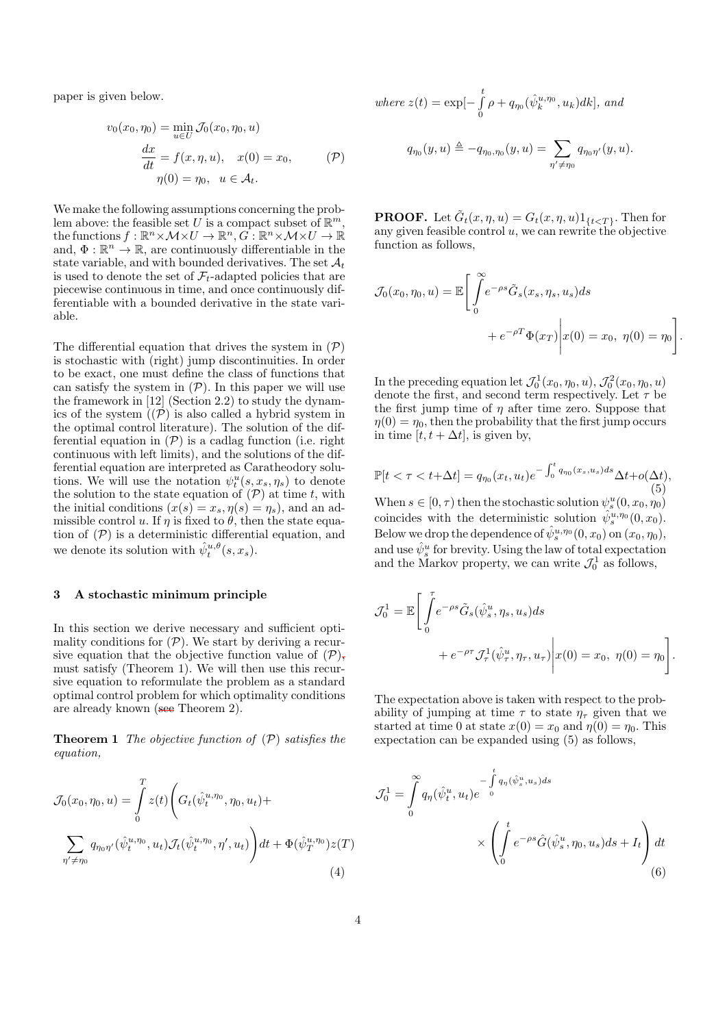paper is given below.

$$
\begin{aligned}
v_0(x_0, \eta_0) &= \min_{u \in U} \mathcal{J}_0(x_0, \eta_0, u) \\
\frac{dx}{dt} &= f(x, \eta, u), \quad x(0) = x_0, \qquad\qquad (\mathcal{P}) \\
\eta(0) &= \eta_0, \quad u \in \mathcal{A}_t.
\end{aligned}
$$

We make the following assumptions concerning the problem above: the feasible set $U$ is a compact subset of $\mathbb{R}^m$, the functions $f : \mathbb{R}^n \times \mathcal{M} \times U \to \mathbb{R}^n$, $G : \mathbb{R}^n \times \mathcal{M} \times U \to \mathbb{R}$ and, $\Phi : \mathbb{R}^n \to \mathbb{R}$, are continuously differentiable in the state variable, and with bounded derivatives. The set $\mathcal{A}_t$ is used to denote the set of $\mathcal{F}_t$-adapted policies that are piecewise continuous in time, and once continuously differentiable with a bounded derivative in the state variable.

The differential equation that drives the system in $(\mathcal{P})$ is stochastic with (right) jump discontinuities. In order to be exact, one must define the class of functions that can satisfy the system in $(\mathcal{P})$. In this paper we will use the framework in [12] (Section 2.2) to study the dynamics of the system ($(\mathcal{P})$ is also called a hybrid system in the optimal control literature). The solution of the differential equation in $(\mathcal{P})$ is a cadlag function (i.e. right continuous with left limits), and the solutions of the differential equation are interpreted as Caratheodory solutions. We will use the notation $\psi^u_t(s, x_s, \eta_s)$ to denote the solution to the state equation of $(\mathcal{P})$ at time $t$, with the initial conditions $(x(s) = x_s, \eta(s) = \eta_s)$, and an admissible control $u$. If $\eta$ is fixed to $\theta$, then the state equation of $(\mathcal{P})$ is a deterministic differential equation, and we denote its solution with $\hat{\psi}^{u,\theta}_t(s, x_s)$.

## 3 A stochastic minimum principle

In this section we derive necessary and sufficient optimality conditions for $(\mathcal{P})$. We start by deriving a recursive equation that the objective function value of $(\mathcal{P})$ must satisfy (Theorem 1). We will then use this recursive equation to reformulate the problem as a standard optimal control problem for which optimality conditions are already known (Theorem 2).

**Theorem 1** *The objective function of $(\mathcal{P})$ satisfies the equation,*

$$
\mathcal{J}_0(x_0, \eta_0, u) = \int_0^T z(t) \Bigg( G_t(\hat{\psi}^{u,\eta_0}_t, \eta_0, u_t) + \sum_{\eta' \neq \eta_0} q_{\eta_0 \eta'}(\hat{\psi}^{u,\eta_0}_t, u_t) \mathcal{J}_t(\hat{\psi}^{u,\eta_0}_t, \eta', u_t) \Bigg) dt + \Phi(\hat{\psi}^{u,\eta_0}_T) z(T) \tag{4}
$$

*where $z(t) = \exp[-\int_0^t \rho + q_{\eta_0}(\hat{\psi}^{u,\eta_0}_k, u_k) dk]$, and*

$$
q_{\eta_0}(y, u) \triangleq -q_{\eta_0, \eta_0}(y, u) = \sum_{\eta' \neq \eta_0} q_{\eta_0 \eta'}(y, u).
$$

**PROOF.** Let $\tilde{G}_t(x, \eta, u) = G_t(x, \eta, u) 1_{\{t<T\}}$. Then for any given feasible control $u$, we can rewrite the objective function as follows,

$$
\mathcal{J}_0(x_0, \eta_0, u) = \mathbb{E}\Bigg[ \int_0^\infty e^{-\rho s} \tilde{G}_s(x_s, \eta_s, u_s) ds + e^{-\rho T} \Phi(x_T) \Bigg| x(0) = x_0, \ \eta(0) = \eta_0 \Bigg].
$$

In the preceding equation let $\mathcal{J}^1_0(x_0, \eta_0, u)$, $\mathcal{J}^2_0(x_0, \eta_0, u)$ denote the first, and second term respectively. Let $\tau$ be the first jump time of $\eta$ after time zero. Suppose that $\eta(0) = \eta_0$, then the probability that the first jump occurs in time $[t, t + \Delta t]$, is given by,

$$
\mathbb{P}[t < \tau < t + \Delta t] = q_{\eta_0}(x_t, u_t) e^{-\int_0^t q_{\eta_0}(x_s, u_s) ds} \Delta t + o(\Delta t), \tag{5}
$$

When $s \in [0, \tau)$ then the stochastic solution $\psi^u_s(0, x_0, \eta_0)$ coincides with the deterministic solution $\hat{\psi}^{u,\eta_0}_s(0, x_0)$. Below we drop the dependence of $\hat{\psi}^{u,\eta_0}_s(0, x_0)$ on $(x_0, \eta_0)$, and use $\hat{\psi}^u_s$ for brevity. Using the law of total expectation and the Markov property, we can write $\mathcal{J}^1_0$ as follows,

$$
\mathcal{J}^1_0 = \mathbb{E}\Bigg[ \int_0^\tau e^{-\rho s} \tilde{G}_s(\hat{\psi}^u_s, \eta_s, u_s) ds + e^{-\rho \tau} \mathcal{J}^1_\tau(\hat{\psi}^u_\tau, \eta_\tau, u_\tau) \Bigg| x(0) = x_0, \ \eta(0) = \eta_0 \Bigg].
$$

The expectation above is taken with respect to the probability of jumping at time $\tau$ to state $\eta_\tau$ given that we started at time 0 at state $x(0) = x_0$ and $\eta(0) = \eta_0$. This expectation can be expanded using (5) as follows,

$$
\mathcal{J}^1_0 = \int_0^\infty q_\eta(\hat{\psi}^u_t, u_t) e^{-\int_0^t q_\eta(\hat{\psi}^u_s, u_s) ds} \times \left( \int_0^t e^{-\rho s} \hat{G}(\hat{\psi}^u_s, \eta_0, u_s) ds + I_t \right) dt \tag{6}
$$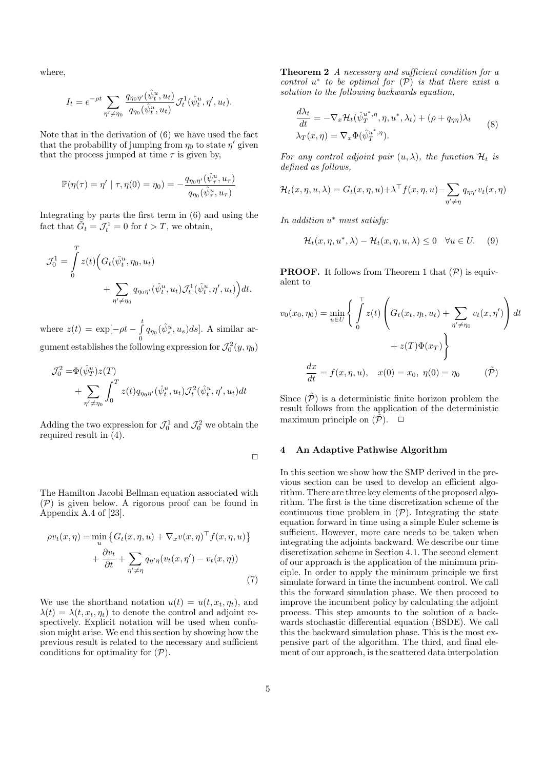where,

$$I_t = e^{-\rho t} \sum_{\eta' \neq \eta_0} \frac{q_{\eta_0 \eta'}(\hat{\psi}_t^u, u_t)}{q_{\eta_0}(\hat{\psi}_t^u, u_t)} \mathcal{J}_t^1(\hat{\psi}_t^u, \eta', u_t).$$

Note that in the derivation of (6) we have used the fact that the probability of jumping from $\eta_0$ to state $\eta'$ given that the process jumped at time $\tau$ is given by,

$$\mathbb{P}(\eta(\tau) = \eta' \mid \tau, \eta(0) = \eta_0) = -\frac{q_{\eta_0 \eta'}(\hat{\psi}_\tau^u, u_\tau)}{q_{\eta_0}(\hat{\psi}_\tau^u, u_\tau)}$$

Integrating by parts the first term in (6) and using the fact that $\tilde{G}_t = \mathcal{J}_t^1 = 0$ for $t > T$, we obtain,

$$\mathcal{J}_0^1 = \int_0^T z(t)\Big(G_t(\hat{\psi}_t^u, \eta_0, u_t) + \sum_{\eta' \neq \eta_0} q_{\eta_0 \eta'}(\hat{\psi}_t^u, u_t)\mathcal{J}_t^1(\hat{\psi}_t^u, \eta', u_t)\Big)dt.$$

where $z(t) = \exp[-\rho t - \int_0^t q_{\eta_0}(\hat{\psi}_s^u, u_s)ds]$. A similar argument establishes the following expression for $\mathcal{J}_0^2(y, \eta_0)$

$$\mathcal{J}_0^2 = \Phi(\hat{\psi}_T^u)z(T) + \sum_{\eta' \neq \eta_0} \int_0^T z(t) q_{\eta_0 \eta'}(\hat{\psi}_t^u, u_t)\mathcal{J}_t^2(\hat{\psi}_t^u, \eta', u_t)dt$$

Adding the two expression for $\mathcal{J}_0^1$ and $\mathcal{J}_0^2$ we obtain the required result in (4).

□

The Hamilton Jacobi Bellman equation associated with $(\mathcal{P})$ is given below. A rigorous proof can be found in Appendix A.4 of [23].

$$\rho v_t(x, \eta) = \min_u \left\{ G_t(x, \eta, u) + \nabla_x v(x, \eta)^\top f(x, \eta, u) \right\} + \frac{\partial v_t}{\partial t} + \sum_{\eta' \neq \eta} q_{\eta' \eta}(v_t(x, \eta') - v_t(x, \eta)) \tag{7}$$

We use the shorthand notation $u(t) = u(t, x_t, \eta_t)$, and $\lambda(t) = \lambda(t, x_t, \eta_t)$ to denote the control and adjoint respectively. Explicit notation will be used when confusion might arise. We end this section by showing how the previous result is related to the necessary and sufficient conditions for optimality for $(\mathcal{P})$.

**Theorem 2** *A necessary and sufficient condition for a control $u^*$ to be optimal for $(\mathcal{P})$ is that there exist a solution to the following backwards equation,*

$$\begin{aligned} \frac{d\lambda_t}{dt} &= -\nabla_x \mathcal{H}_t(\hat{\psi}_T^{u^*, \eta}, \eta, u^*, \lambda_t) + (\rho + q_{\eta\eta})\lambda_t \\ \lambda_T(x, \eta) &= \nabla_x \Phi(\hat{\psi}_T^{u^*, \eta}). \end{aligned} \tag{8}$$

*For any control adjoint pair $(u, \lambda)$, the function $\mathcal{H}_t$ is defined as follows,*

$$\mathcal{H}_t(x, \eta, u, \lambda) = G_t(x, \eta, u) + \lambda^\top f(x, \eta, u) - \sum_{\eta' \neq \eta} q_{\eta\eta'} v_t(x, \eta)$$

*In addition $u^*$ must satisfy:*

$$\mathcal{H}_t(x, \eta, u^*, \lambda) - \mathcal{H}_t(x, \eta, u, \lambda) \leq 0 \quad \forall u \in U. \tag{9}$$

**PROOF.** It follows from Theorem 1 that $(\mathcal{P})$ is equivalent to

$$v_0(x_0, \eta_0) = \min_{u \in U} \left\{ \int_0^\top z(t) \left( G_t(x_t, \eta_t, u_t) + \sum_{\eta' \neq \eta_0} v_t(x, \eta') \right) dt + z(T)\Phi(x_T) \right\}$$

$$\frac{dx}{dt} = f(x, \eta, u), \quad x(0) = x_0, \ \eta(0) = \eta_0 \qquad (\tilde{\mathcal{P}})$$

Since $(\tilde{\mathcal{P}})$ is a deterministic finite horizon problem the result follows from the application of the deterministic maximum principle on $(\tilde{\mathcal{P}})$. □

## 4 An Adaptive Pathwise Algorithm

In this section we show how the SMP derived in the previous section can be used to develop an efficient algorithm. There are three key elements of the proposed algorithm. The first is the time discretization scheme of the continuous time problem in $(\mathcal{P})$. Integrating the state equation forward in time using a simple Euler scheme is sufficient. However, more care needs to be taken when integrating the adjoints backward. We describe our time discretization scheme in Section 4.1. The second element of our approach is the application of the minimum principle. In order to apply the minimum principle we first simulate forward in time the incumbent control. We call this the forward simulation phase. We then proceed to improve the incumbent policy by calculating the adjoint process. This step amounts to the solution of a backwards stochastic differential equation (BSDE). We call this the backward simulation phase. This is the most expensive part of the algorithm. The third, and final element of our approach, is the scattered data interpolation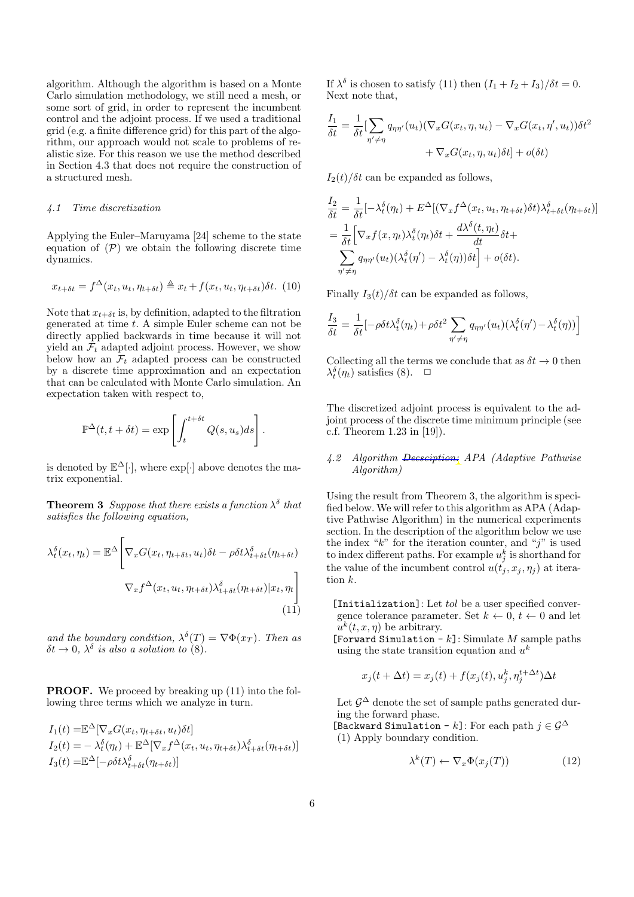algorithm. Although the algorithm is based on a Monte Carlo simulation methodology, we still need a mesh, or some sort of grid, in order to represent the incumbent control and the adjoint process. If we used a traditional grid (e.g. a finite difference grid) for this part of the algorithm, our approach would not scale to problems of realistic size. For this reason we use the method described in Section 4.3 that does not require the construction of a structured mesh.

### 4.1 Time discretization

Applying the Euler–Maruyama [24] scheme to the state equation of $(\mathcal{P})$ we obtain the following discrete time dynamics.

$$x_{t+\delta t} = f^{\Delta}(x_t, u_t, \eta_{t+\delta t}) \triangleq x_t + f(x_t, u_t, \eta_{t+\delta t})\delta t. \quad (10)$$

Note that $x_{t+\delta t}$ is, by definition, adapted to the filtration generated at time $t$. A simple Euler scheme can not be directly applied backwards in time because it will not yield an $\mathcal{F}_t$ adapted adjoint process. However, we show below how an $\mathcal{F}_t$ adapted process can be constructed by a discrete time approximation and an expectation that can be calculated with Monte Carlo simulation. An expectation taken with respect to,

$$\mathbb{P}^{\Delta}(t, t+\delta t) = \exp\left[\int_t^{t+\delta t} Q(s, u_s)ds\right].$$

is denoted by $\mathbb{E}^{\Delta}[\cdot]$, where $\exp[\cdot]$ above denotes the matrix exponential.

**Theorem 3** *Suppose that there exists a function $\lambda^{\delta}$ that satisfies the following equation,*

$$\lambda_t^{\delta}(x_t, \eta_t) = \mathbb{E}^{\Delta}\Bigg[\nabla_x G(x_t, \eta_{t+\delta t}, u_t)\delta t - \rho\delta t \lambda_{t+\delta t}^{\delta}(\eta_{t+\delta t}) \nabla_x f^{\Delta}(x_t, u_t, \eta_{t+\delta t})\lambda_{t+\delta t}^{\delta}(\eta_{t+\delta t})|x_t, \eta_t\Bigg] \quad (11)$$

*and the boundary condition, $\lambda^{\delta}(T) = \nabla\Phi(x_T)$. Then as $\delta t \to 0$, $\lambda^{\delta}$ is also a solution to* (8).

**PROOF.** We proceed by breaking up (11) into the following three terms which we analyze in turn.

$$\begin{aligned}
I_1(t) &= \mathbb{E}^{\Delta}[\nabla_x G(x_t, \eta_{t+\delta t}, u_t)\delta t] \\
I_2(t) &= -\lambda_t^{\delta}(\eta_t) + \mathbb{E}^{\Delta}[\nabla_x f^{\Delta}(x_t, u_t, \eta_{t+\delta t})\lambda_{t+\delta t}^{\delta}(\eta_{t+\delta t})] \\
I_3(t) &= \mathbb{E}^{\Delta}[-\rho\delta t \lambda_{t+\delta t}^{\delta}(\eta_{t+\delta t})]
\end{aligned}$$

If $\lambda^{\delta}$ is chosen to satisfy (11) then $(I_1 + I_2 + I_3)/\delta t = 0$. Next note that,

$$\frac{I_1}{\delta t} = \frac{1}{\delta t}\Big[\sum_{\eta' \neq \eta} q_{\eta\eta'}(u_t)(\nabla_x G(x_t, \eta, u_t) - \nabla_x G(x_t, \eta', u_t))\delta t^2 + \nabla_x G(x_t, \eta, u_t)\delta t\Big] + o(\delta t)$$

$I_2(t)/\delta t$ can be expanded as follows,

$$\begin{aligned}
\frac{I_2}{\delta t} &= \frac{1}{\delta t}[-\lambda_t^{\delta}(\eta_t) + E^{\Delta}[(\nabla_x f^{\Delta}(x_t, u_t, \eta_{t+\delta t})\delta t)\lambda_{t+\delta t}^{\delta}(\eta_{t+\delta t})] \\
&= \frac{1}{\delta t}\Big[\nabla_x f(x, \eta_t)\lambda_t^{\delta}(\eta_t)\delta t + \frac{d\lambda^{\delta}(t, \eta_t)}{dt}\delta t + \sum_{\eta' \neq \eta} q_{\eta\eta'}(u_t)(\lambda_t^{\delta}(\eta') - \lambda_t^{\delta}(\eta))\delta t\Big] + o(\delta t).
\end{aligned}$$

Finally $I_3(t)/\delta t$ can be expanded as follows,

$$\frac{I_3}{\delta t} = \frac{1}{\delta t}\Big[-\rho\delta t \lambda_t^{\delta}(\eta_t) + \rho\delta t^2 \sum_{\eta' \neq \eta} q_{\eta\eta'}(u_t)(\lambda_t^{\delta}(\eta') - \lambda_t^{\delta}(\eta))\Big]$$

Collecting all the terms we conclude that as $\delta t \to 0$ then $\lambda_t^{\delta}(\eta_t)$ satisfies (8). $\square$

The discretized adjoint process is equivalent to the adjoint process of the discrete time minimum principle (see c.f. Theorem 1.23 in [19]).

### 4.2 Algorithm ~~Decsciption:~~ APA (Adaptive Pathwise Algorithm)

Using the result from Theorem 3, the algorithm is specified below. We will refer to this algorithm as APA (Adaptive Pathwise Algorithm) in the numerical experiments section. In the description of the algorithm below we use the index "$k$" for the iteration counter, and "$j$" is used to index different paths. For example $u_j^k$ is shorthand for the value of the incumbent control $u(t_j, x_j, \eta_j)$ at iteration $k$.

`[Initialization]`: Let $tol$ be a user specified convergence tolerance parameter. Set $k \leftarrow 0$, $t \leftarrow 0$ and let $u^k(t, x, \eta)$ be arbitrary.

`[Forward Simulation - k]`: Simulate $M$ sample paths using the state transition equation and $u^k$

$$x_j(t + \Delta t) = x_j(t) + f(x_j(t), u_j^k, \eta_j^{t+\Delta t})\Delta t$$

Let $\mathcal{G}^{\Delta}$ denote the set of sample paths generated during the forward phase.

`[Backward Simulation - k]`: For each path $j \in \mathcal{G}^{\Delta}$
(1) Apply boundary condition.

$$\lambda^k(T) \leftarrow \nabla_x \Phi(x_j(T)) \quad (12)$$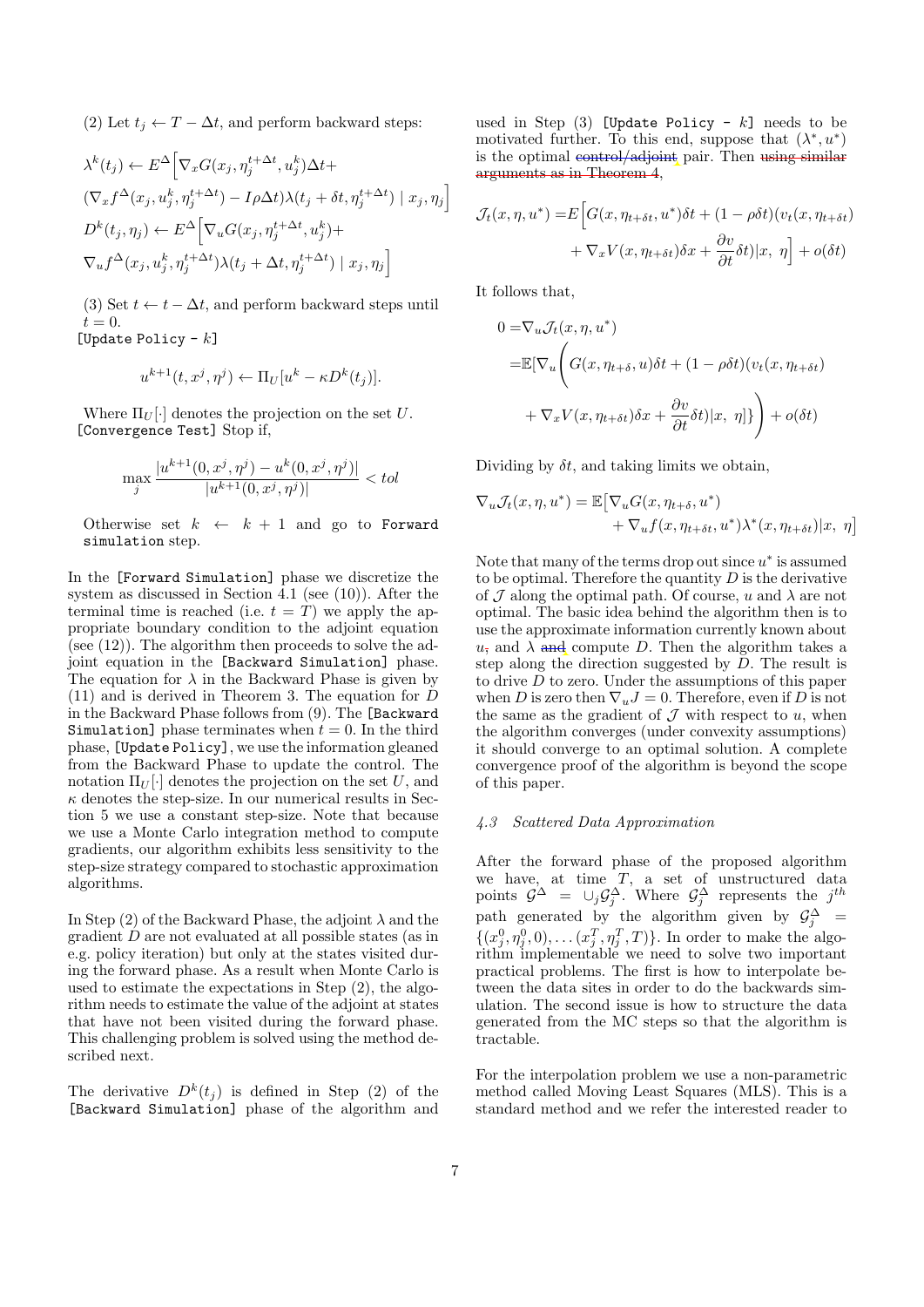(2) Let $t_j \leftarrow T - \Delta t$, and perform backward steps:

$$\lambda^k(t_j) \leftarrow E^\Delta\Big[\nabla_x G(x_j, \eta_j^{t+\Delta t}, u_j^k)\Delta t +$$
$$(\nabla_x f^\Delta(x_j, u_j^k, \eta_j^{t+\Delta t}) - I\rho\Delta t)\lambda(t_j + \delta t, \eta_j^{t+\Delta t}) \mid x_j, \eta_j\Big]$$
$$D^k(t_j, \eta_j) \leftarrow E^\Delta\Big[\nabla_u G(x_j, \eta_j^{t+\Delta t}, u_j^k) +$$
$$\nabla_u f^\Delta(x_j, u_j^k, \eta_j^{t+\Delta t})\lambda(t_j + \Delta t, \eta_j^{t+\Delta t}) \mid x_j, \eta_j\Big]$$

(3) Set $t \leftarrow t - \Delta t$, and perform backward steps until $t = 0$.

[Update Policy - $k$]

$$u^{k+1}(t, x^j, \eta^j) \leftarrow \Pi_U[u^k - \kappa D^k(t_j)].$$

Where $\Pi_U[\cdot]$ denotes the projection on the set $U$.

[Convergence Test] Stop if,

$$\max_j \frac{|u^{k+1}(0, x^j, \eta^j) - u^k(0, x^j, \eta^j)|}{|u^{k+1}(0, x^j, \eta^j)|} < tol$$

Otherwise set $k \leftarrow k + 1$ and go to Forward simulation step.

In the [Forward Simulation] phase we discretize the system as discussed in Section 4.1 (see (10)). After the terminal time is reached (i.e. $t = T$) we apply the appropriate boundary condition to the adjoint equation (see (12)). The algorithm then proceeds to solve the adjoint equation in the [Backward Simulation] phase. The equation for $\lambda$ in the Backward Phase is given by (11) and is derived in Theorem 3. The equation for $D$ in the Backward Phase follows from (9). The [Backward Simulation] phase terminates when $t = 0$. In the third phase, [Update Policy], we use the information gleaned from the Backward Phase to update the control. The notation $\Pi_U[\cdot]$ denotes the projection on the set $U$, and $\kappa$ denotes the step-size. In our numerical results in Section 5 we use a constant step-size. Note that because we use a Monte Carlo integration method to compute gradients, our algorithm exhibits less sensitivity to the step-size strategy compared to stochastic approximation algorithms.

In Step (2) of the Backward Phase, the adjoint $\lambda$ and the gradient $D$ are not evaluated at all possible states (as in e.g. policy iteration) but only at the states visited during the forward phase. As a result when Monte Carlo is used to estimate the expectations in Step (2), the algorithm needs to estimate the value of the adjoint at states that have not been visited during the forward phase. This challenging problem is solved using the method described next.

The derivative $D^k(t_j)$ is defined in Step (2) of the [Backward Simulation] phase of the algorithm and used in Step (3) [Update Policy - $k$] needs to be motivated further. To this end, suppose that $(\lambda^*, u^*)$ is the optimal ~~control/adjoint~~ pair. Then ~~using similar arguments as in Theorem 4~~,

$$\mathcal{J}_t(x, \eta, u^*) = E\Big[G(x, \eta_{t+\delta t}, u^*)\delta t + (1 - \rho\delta t)(v_t(x, \eta_{t+\delta t}) + \nabla_x V(x, \eta_{t+\delta t})\delta x + \frac{\partial v}{\partial t}\delta t)|x,\ \eta\Big] + o(\delta t)$$

It follows that,

$$0 = \nabla_u \mathcal{J}_t(x, \eta, u^*)$$
$$= \mathbb{E}[\nabla_u\Bigg(G(x, \eta_{t+\delta}, u)\delta t + (1 - \rho\delta t)(v_t(x, \eta_{t+\delta t}) + \nabla_x V(x, \eta_{t+\delta t})\delta x + \frac{\partial v}{\partial t}\delta t)|x,\ \eta]\Bigg) + o(\delta t)$$

Dividing by $\delta t$, and taking limits we obtain,

$$\nabla_u \mathcal{J}_t(x, \eta, u^*) = \mathbb{E}\big[\nabla_u G(x, \eta_{t+\delta}, u^*) + \nabla_u f(x, \eta_{t+\delta t}, u^*)\lambda^*(x, \eta_{t+\delta t})|x,\ \eta\big]$$

Note that many of the terms drop out since $u^*$ is assumed to be optimal. Therefore the quantity $D$ is the derivative of $\mathcal{J}$ along the optimal path. Of course, $u$ and $\lambda$ are not optimal. The basic idea behind the algorithm then is to use the approximate information currently known about $u$~~,~~ and $\lambda$ ~~and~~ compute $D$. Then the algorithm takes a step along the direction suggested by $D$. The result is to drive $D$ to zero. Under the assumptions of this paper when $D$ is zero then $\nabla_u J = 0$. Therefore, even if $D$ is not the same as the gradient of $\mathcal{J}$ with respect to $u$, when the algorithm converges (under convexity assumptions) it should converge to an optimal solution. A complete convergence proof of the algorithm is beyond the scope of this paper.

### *4.3 Scattered Data Approximation*

After the forward phase of the proposed algorithm we have, at time $T$, a set of unstructured data points $\mathcal{G}^\Delta = \cup_j \mathcal{G}_j^\Delta$. Where $\mathcal{G}_j^\Delta$ represents the $j^{th}$ path generated by the algorithm given by $\mathcal{G}_j^\Delta = \{(x_j^0, \eta_j^0, 0), \ldots (x_j^T, \eta_j^T, T)\}$. In order to make the algorithm implementable we need to solve two important practical problems. The first is how to interpolate between the data sites in order to do the backwards simulation. The second issue is how to structure the data generated from the MC steps so that the algorithm is tractable.

For the interpolation problem we use a non-parametric method called Moving Least Squares (MLS). This is a standard method and we refer the interested reader to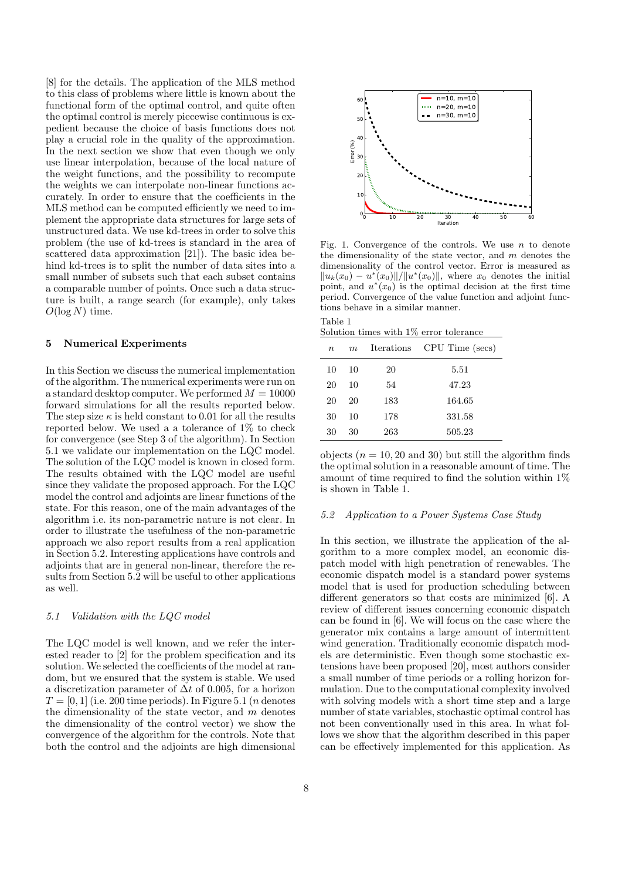[8] for the details. The application of the MLS method to this class of problems where little is known about the functional form of the optimal control, and quite often the optimal control is merely piecewise continuous is expedient because the choice of basis functions does not play a crucial role in the quality of the approximation. In the next section we show that even though we only use linear interpolation, because of the local nature of the weight functions, and the possibility to recompute the weights we can interpolate non-linear functions accurately. In order to ensure that the coefficients in the MLS method can be computed efficiently we need to implement the appropriate data structures for large sets of unstructured data. We use kd-trees in order to solve this problem (the use of kd-trees is standard in the area of scattered data approximation [21]). The basic idea behind kd-trees is to split the number of data sites into a small number of subsets such that each subset contains a comparable number of points. Once such a data structure is built, a range search (for example), only takes $O(\log N)$ time.

## 5 Numerical Experiments

In this Section we discuss the numerical implementation of the algorithm. The numerical experiments were run on a standard desktop computer. We performed $M = 10000$ forward simulations for all the results reported below. The step size $\kappa$ is held constant to 0.01 for all the results reported below. We used a a tolerance of 1% to check for convergence (see Step 3 of the algorithm). In Section 5.1 we validate our implementation on the LQC model. The solution of the LQC model is known in closed form. The results obtained with the LQC model are useful since they validate the proposed approach. For the LQC model the control and adjoints are linear functions of the state. For this reason, one of the main advantages of the algorithm i.e. its non-parametric nature is not clear. In order to illustrate the usefulness of the non-parametric approach we also report results from a real application in Section 5.2. Interesting applications have controls and adjoints that are in general non-linear, therefore the results from Section 5.2 will be useful to other applications as well.

### *5.1 Validation with the LQC model*

The LQC model is well known, and we refer the interested reader to [2] for the problem specification and its solution. We selected the coefficients of the model at random, but we ensured that the system is stable. We used a discretization parameter of $\Delta t$ of 0.005, for a horizon $T = [0, 1]$ (i.e. 200 time periods). In Figure 5.1 ($n$ denotes the dimensionality of the state vector, and $m$ denotes the dimensionality of the control vector) we show the convergence of the algorithm for the controls. Note that both the control and the adjoints are high dimensional objects ($n = 10, 20$ and 30) but still the algorithm finds the optimal solution in a reasonable amount of time. The amount of time required to find the solution within 1% is shown in Table 1.

Fig. 1. Convergence of the controls. We use $n$ to denote the dimensionality of the state vector, and $m$ denotes the dimensionality of the control vector. Error is measured as $\|u_k(x_0) - u^*(x_0)\|/\|u^*(x_0)\|$, where $x_0$ denotes the initial point, and $u^*(x_0)$ is the optimal decision at the first time period. Convergence of the value function and adjoint functions behave in a similar manner.

Table 1
Solution times with 1% error tolerance

| $n$ | $m$ | Iterations | CPU Time (secs) |
|---|---|---|---|
| 10 | 10 | 20 | 5.51 |
| 20 | 10 | 54 | 47.23 |
| 20 | 20 | 183 | 164.65 |
| 30 | 10 | 178 | 331.58 |
| 30 | 30 | 263 | 505.23 |

### *5.2 Application to a Power Systems Case Study*

In this section, we illustrate the application of the algorithm to a more complex model, an economic dispatch model with high penetration of renewables. The economic dispatch model is a standard power systems model that is used for production scheduling between different generators so that costs are minimized [6]. A review of different issues concerning economic dispatch can be found in [6]. We will focus on the case where the generator mix contains a large amount of intermittent wind generation. Traditionally economic dispatch models are deterministic. Even though some stochastic extensions have been proposed [20], most authors consider a small number of time periods or a rolling horizon formulation. Due to the computational complexity involved with solving models with a short time step and a large number of state variables, stochastic optimal control has not been conventionally used in this area. In what follows we show that the algorithm described in this paper can be effectively implemented for this application. As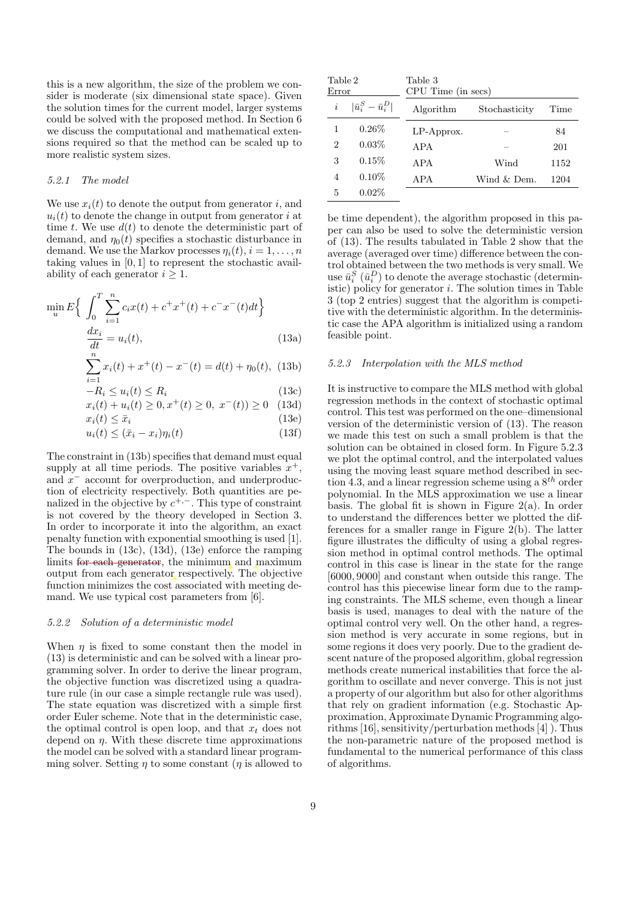this is a new algorithm, the size of the problem we consider is moderate (six dimensional state space). Given the solution times for the current model, larger systems could be solved with the proposed method. In Section 6 we discuss the computational and mathematical extensions required so that the method can be scaled up to more realistic system sizes.

#### 5.2.1 The model

We use $x_i(t)$ to denote the output from generator $i$, and $u_i(t)$ to denote the change in output from generator $i$ at time $t$. We use $d(t)$ to denote the deterministic part of demand, and $\eta_0(t)$ specifies a stochastic disturbance in demand. We use the Markov processes $\eta_i(t), i = 1, \ldots, n$ taking values in $[0, 1]$ to represent the stochastic availability of each generator $i \geq 1$.

$$\min_u E\Big\{ \int_0^T \sum_{i=1}^n c_i x(t) + c^+ x^+(t) + c^- x^-(t) dt \Big\}$$

$$\frac{dx_i}{dt} = u_i(t), \tag{13a}$$

$$\sum_{i=1}^n x_i(t) + x^+(t) - x^-(t) = d(t) + \eta_0(t), \tag{13b}$$

$$-R_i \leq u_i(t) \leq R_i \tag{13c}$$

$$x_i(t) + u_i(t) \geq 0, x^+(t) \geq 0,\ x^-(t)) \geq 0 \tag{13d}$$

$$x_i(t) \leq \bar{x}_i \tag{13e}$$

$$u_i(t) \leq (\bar{x}_i - x_i)\eta_i(t) \tag{13f}$$

The constraint in (13b) specifies that demand must equal supply at all time periods. The positive variables $x^+$, and $x^-$ account for overproduction, and underproduction of electricity respectively. Both quantities are penalized in the objective by $c^{+,-}$. This type of constraint is not covered by the theory developed in Section 3. In order to incorporate it into the algorithm, an exact penalty function with exponential smoothing is used [1]. The bounds in (13c), (13d), (13e) enforce the ramping limits ~~for each generator~~, the minimum and maximum output from each generator respectively. The objective function minimizes the cost associated with meeting demand. We use typical cost parameters from [6].

#### 5.2.2 Solution of a deterministic model

When $\eta$ is fixed to some constant then the model in (13) is deterministic and can be solved with a linear programming solver. In order to derive the linear program, the objective function was discretized using a quadrature rule (in our case a simple rectangle rule was used). The state equation was discretized with a simple first order Euler scheme. Note that in the deterministic case, the optimal control is open loop, and that $x_t$ does not depend on $\eta$. With these discrete time approximations the model can be solved with a standard linear programming solver. Setting $\eta$ to some constant ($\eta$ is allowed to be time dependent), the algorithm proposed in this paper can also be used to solve the deterministic version of (13). The results tabulated in Table 2 show that the average (averaged over time) difference between the control obtained between the two methods is very small. We use $\bar{u}_i^S$ ($\bar{u}_i^D$) to denote the average stochastic (deterministic) policy for generator $i$. The solution times in Table 3 (top 2 entries) suggest that the algorithm is competitive with the deterministic algorithm. In the deterministic case the APA algorithm is initialized using a random feasible point.

Table 2
Error

| $i$ | $\lvert\bar{u}_i^S - \bar{u}_i^D\rvert$ |
|---|---|
| 1 | 0.26% |
| 2 | 0.03% |
| 3 | 0.15% |
| 4 | 0.10% |
| 5 | 0.02% |

Table 3
CPU Time (in secs)

| Algorithm | Stochasticity | Time |
|---|---|---|
| LP-Approx. | – | 84 |
| APA | – | 201 |
| APA | Wind | 1152 |
| APA | Wind & Dem. | 1204 |

#### 5.2.3 Interpolation with the MLS method

It is instructive to compare the MLS method with global regression methods in the context of stochastic optimal control. This test was performed on the one–dimensional version of the deterministic version of (13). The reason we made this test on such a small problem is that the solution can be obtained in closed form. In Figure 5.2.3 we plot the optimal control, and the interpolated values using the moving least square method described in section 4.3, and a linear regression scheme using a $8^{th}$ order polynomial. In the MLS approximation we use a linear basis. The global fit is shown in Figure 2(a). In order to understand the differences better we plotted the differences for a smaller range in Figure 2(b). The latter figure illustrates the difficulty of using a global regression method in optimal control methods. The optimal control in this case is linear in the state for the range $[6000, 9000]$ and constant when outside this range. The control has this piecewise linear form due to the ramping constraints. The MLS scheme, even though a linear basis is used, manages to deal with the nature of the optimal control very well. On the other hand, a regression method is very accurate in some regions, but in some regions it does very poorly. Due to the gradient descent nature of the proposed algorithm, global regression methods create numerical instabilities that force the algorithm to oscillate and never converge. This is not just a property of our algorithm but also for other algorithms that rely on gradient information (e.g. Stochastic Approximation, Approximate Dynamic Programming algorithms [16], sensitivity/perturbation methods [4] ). Thus the non-parametric nature of the proposed method is fundamental to the numerical performance of this class of algorithms.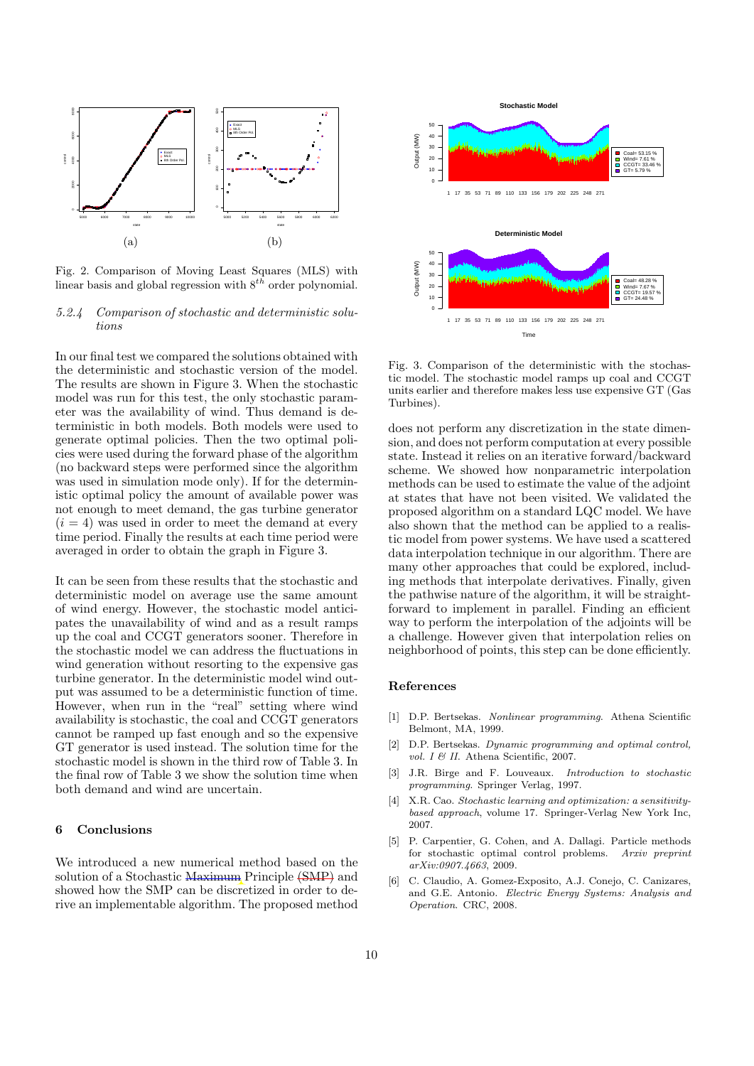(a) (b)

Fig. 2. Comparison of Moving Least Squares (MLS) with linear basis and global regression with $8^{th}$ order polynomial.

#### 5.2.4 Comparison of stochastic and deterministic solutions

In our final test we compared the solutions obtained with the deterministic and stochastic version of the model. The results are shown in Figure 3. When the stochastic model was run for this test, the only stochastic parameter was the availability of wind. Thus demand is deterministic in both models. Both models were used to generate optimal policies. Then the two optimal policies were used during the forward phase of the algorithm (no backward steps were performed since the algorithm was used in simulation mode only). If for the deterministic optimal policy the amount of available power was not enough to meet demand, the gas turbine generator ($i = 4$) was used in order to meet the demand at every time period. Finally the results at each time period were averaged in order to obtain the graph in Figure 3.

It can be seen from these results that the stochastic and deterministic model on average use the same amount of wind energy. However, the stochastic model anticipates the unavailability of wind and as a result ramps up the coal and CCGT generators sooner. Therefore in the stochastic model we can address the fluctuations in wind generation without resorting to the expensive gas turbine generator. In the deterministic model wind output was assumed to be a deterministic function of time. However, when run in the "real" setting where wind availability is stochastic, the coal and CCGT generators cannot be ramped up fast enough and so the expensive GT generator is used instead. The solution time for the stochastic model is shown in the third row of Table 3. In the final row of Table 3 we show the solution time when both demand and wind are uncertain.

Fig. 3. Comparison of the deterministic with the stochastic model. The stochastic model ramps up coal and CCGT units earlier and therefore makes less use expensive GT (Gas Turbines).

## 6 Conclusions

We introduced a new numerical method based on the solution of a Stochastic Maximum Principle (SMP) and showed how the SMP can be discretized in order to derive an implementable algorithm. The proposed method does not perform any discretization in the state dimension, and does not perform computation at every possible state. Instead it relies on an iterative forward/backward scheme. We showed how nonparametric interpolation methods can be used to estimate the value of the adjoint at states that have not been visited. We validated the proposed algorithm on a standard LQC model. We have also shown that the method can be applied to a realistic model from power systems. We have used a scattered data interpolation technique in our algorithm. There are many other approaches that could be explored, including methods that interpolate derivatives. Finally, given the pathwise nature of the algorithm, it will be straightforward to implement in parallel. Finding an efficient way to perform the interpolation of the adjoints will be a challenge. However given that interpolation relies on neighborhood of points, this step can be done efficiently.

## References

[1] D.P. Bertsekas. *Nonlinear programming*. Athena Scientific Belmont, MA, 1999.

[2] D.P. Bertsekas. *Dynamic programming and optimal control, vol. I & II*. Athena Scientific, 2007.

[3] J.R. Birge and F. Louveaux. *Introduction to stochastic programming*. Springer Verlag, 1997.

[4] X.R. Cao. *Stochastic learning and optimization: a sensitivity-based approach*, volume 17. Springer-Verlag New York Inc, 2007.

[5] P. Carpentier, G. Cohen, and A. Dallagi. Particle methods for stochastic optimal control problems. *Arxiv preprint arXiv:0907.4663*, 2009.

[6] C. Claudio, A. Gomez-Exposito, A.J. Conejo, C. Canizares, and G.E. Antonio. *Electric Energy Systems: Analysis and Operation*. CRC, 2008.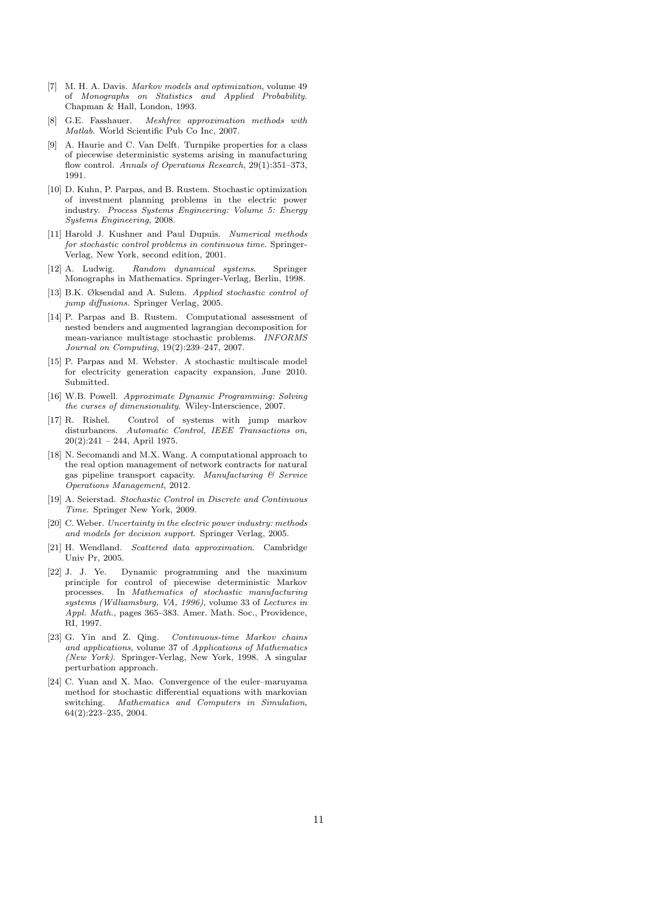[7] M. H. A. Davis. *Markov models and optimization*, volume 49 of *Monographs on Statistics and Applied Probability*. Chapman & Hall, London, 1993.

[8] G.E. Fasshauer. *Meshfree approximation methods with Matlab*. World Scientific Pub Co Inc, 2007.

[9] A. Haurie and C. Van Delft. Turnpike properties for a class of piecewise deterministic systems arising in manufacturing flow control. *Annals of Operations Research*, 29(1):351–373, 1991.

[10] D. Kuhn, P. Parpas, and B. Rustem. Stochastic optimization of investment planning problems in the electric power industry. *Process Systems Engineering: Volume 5: Energy Systems Engineering*, 2008.

[11] Harold J. Kushner and Paul Dupuis. *Numerical methods for stochastic control problems in continuous time*. Springer-Verlag, New York, second edition, 2001.

[12] A. Ludwig. *Random dynamical systems*. Springer Monographs in Mathematics. Springer-Verlag, Berlin, 1998.

[13] B.K. Øksendal and A. Sulem. *Applied stochastic control of jump diffusions*. Springer Verlag, 2005.

[14] P. Parpas and B. Rustem. Computational assessment of nested benders and augmented lagrangian decomposition for mean-variance multistage stochastic problems. *INFORMS Journal on Computing*, 19(2):239–247, 2007.

[15] P. Parpas and M. Webster. A stochastic multiscale model for electricity generation capacity expansion, June 2010. Submitted.

[16] W.B. Powell. *Approximate Dynamic Programming: Solving the curses of dimensionality*. Wiley-Interscience, 2007.

[17] R. Rishel. Control of systems with jump markov disturbances. *Automatic Control, IEEE Transactions on*, 20(2):241 – 244, April 1975.

[18] N. Secomandi and M.X. Wang. A computational approach to the real option management of network contracts for natural gas pipeline transport capacity. *Manufacturing & Service Operations Management*, 2012.

[19] A. Seierstad. *Stochastic Control in Discrete and Continuous Time*. Springer New York, 2009.

[20] C. Weber. *Uncertainty in the electric power industry: methods and models for decision support*. Springer Verlag, 2005.

[21] H. Wendland. *Scattered data approximation*. Cambridge Univ Pr, 2005.

[22] J. J. Ye. Dynamic programming and the maximum principle for control of piecewise deterministic Markov processes. In *Mathematics of stochastic manufacturing systems (Williamsburg, VA, 1996)*, volume 33 of *Lectures in Appl. Math.*, pages 365–383. Amer. Math. Soc., Providence, RI, 1997.

[23] G. Yin and Z. Qing. *Continuous-time Markov chains and applications*, volume 37 of *Applications of Mathematics (New York)*. Springer-Verlag, New York, 1998. A singular perturbation approach.

[24] C. Yuan and X. Mao. Convergence of the euler–maruyama method for stochastic differential equations with markovian switching. *Mathematics and Computers in Simulation*, 64(2):223–235, 2004.